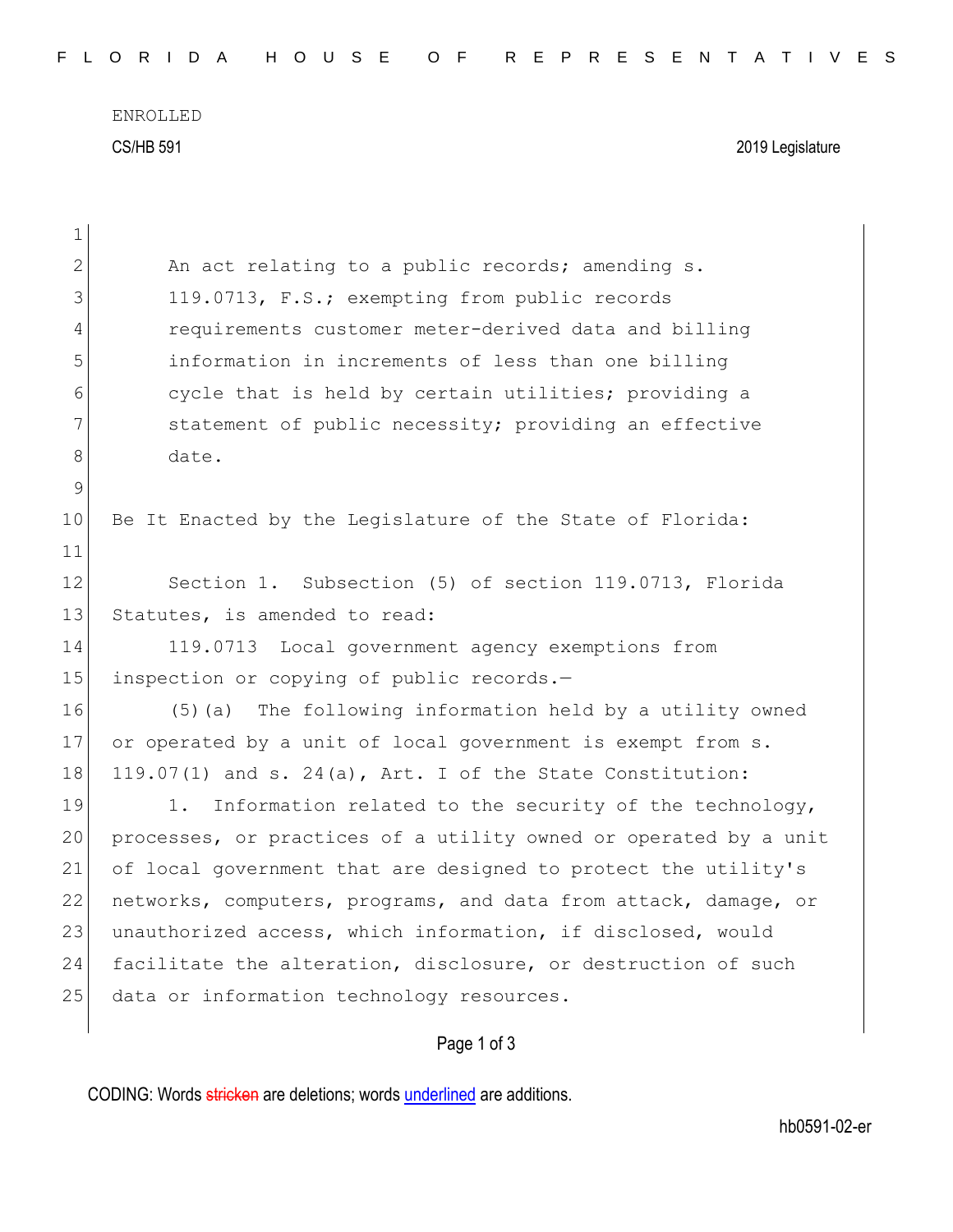ENROLLED

CS/HB 591 2019 Legislature

An act relating to a public records; amending s. 119.0713, F.S.; exempting from public records requirements customer meter-derived data and billing information in increments of less than one billing cycle that is held by certain utilities; providing a statement of public necessity; providing an effective date.

Be It Enacted by the Legislature of the State of Florida:

Section 1. Subsection (5) of section 119.0713, Florida Statutes, is amended to read:

119.0713 Local government agency exemptions from inspection or copying of public records.—

(5)(a) The following information held by a utility owned or operated by a unit of local government is exempt from s. 119.07(1) and s. 24(a), Art. I of the State Constitution:

1. Information related to the security of the technology, processes, or practices of a utility owned or operated by a unit of local government that are designed to protect the utility's networks, computers, programs, and data from attack, damage, or unauthorized access, which information, if disclosed, would facilitate the alteration, disclosure, or destruction of such data or information technology resources.

CODING: Words stricken are deletions; words underlined are additions.

hb0591-02-er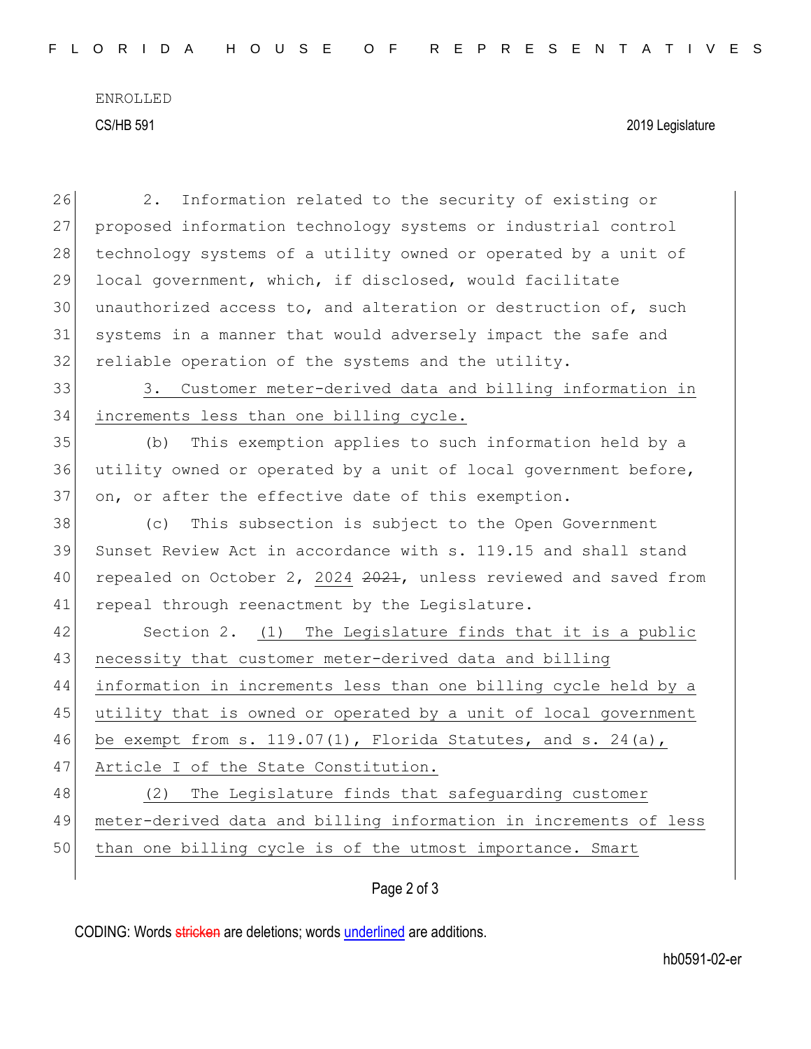2. Information related to the security of existing or proposed information technology systems or industrial control technology systems of a utility owned or operated by a unit of local government, which, if disclosed, would facilitate unauthorized access to, and alteration or destruction of, such systems in a manner that would adversely impact the safe and reliable operation of the systems and the utility.

3. Customer meter-derived data and billing information in increments less than one billing cycle.

(b) This exemption applies to such information held by a utility owned or operated by a unit of local government before, on, or after the effective date of this exemption.

(c) This subsection is subject to the Open Government Sunset Review Act in accordance with s. 119.15 and shall stand repealed on October 2, 2024 ~~2021~~, unless reviewed and saved from repeal through reenactment by the Legislature.

Section 2. (1) The Legislature finds that it is a public necessity that customer meter-derived data and billing information in increments less than one billing cycle held by a utility that is owned or operated by a unit of local government be exempt from s. 119.07(1), Florida Statutes, and s. 24(a), Article I of the State Constitution.

(2) The Legislature finds that safeguarding customer meter-derived data and billing information in increments of less than one billing cycle is of the utmost importance. Smart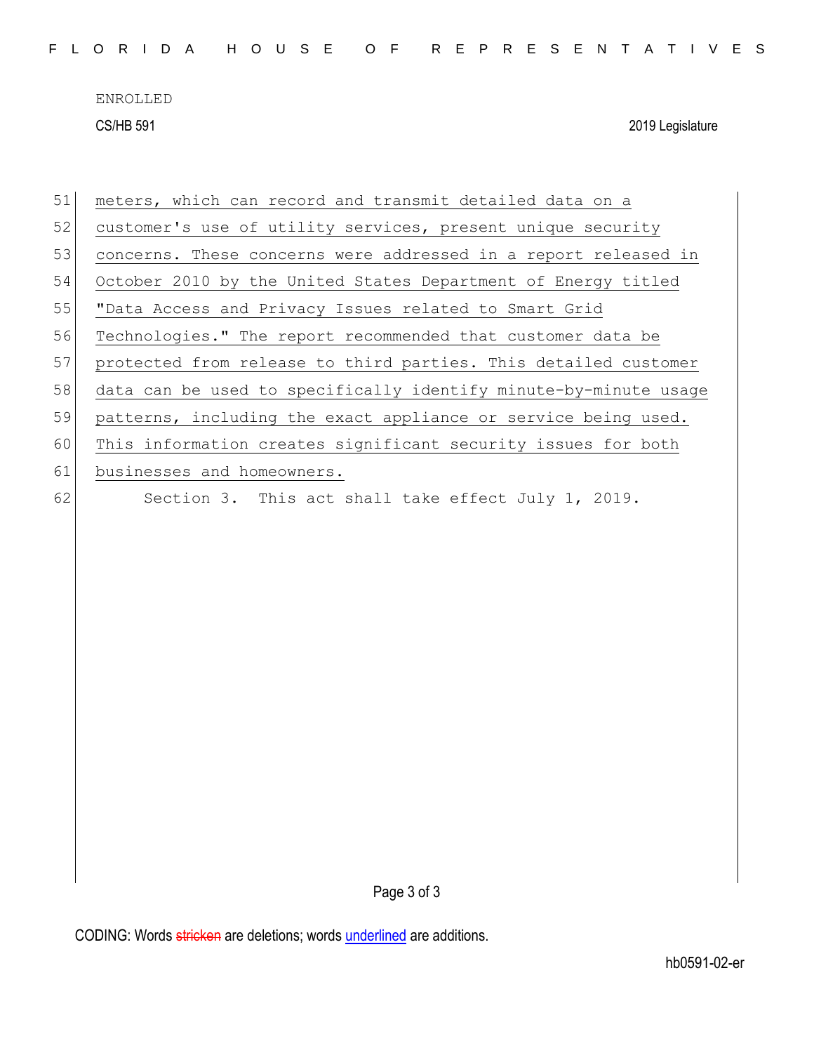meters, which can record and transmit detailed data on a customer's use of utility services, present unique security concerns. These concerns were addressed in a report released in October 2010 by the United States Department of Energy titled "Data Access and Privacy Issues related to Smart Grid Technologies." The report recommended that customer data be protected from release to third parties. This detailed customer data can be used to specifically identify minute-by-minute usage patterns, including the exact appliance or service being used. This information creates significant security issues for both businesses and homeowners.

Section 3. This act shall take effect July 1, 2019.